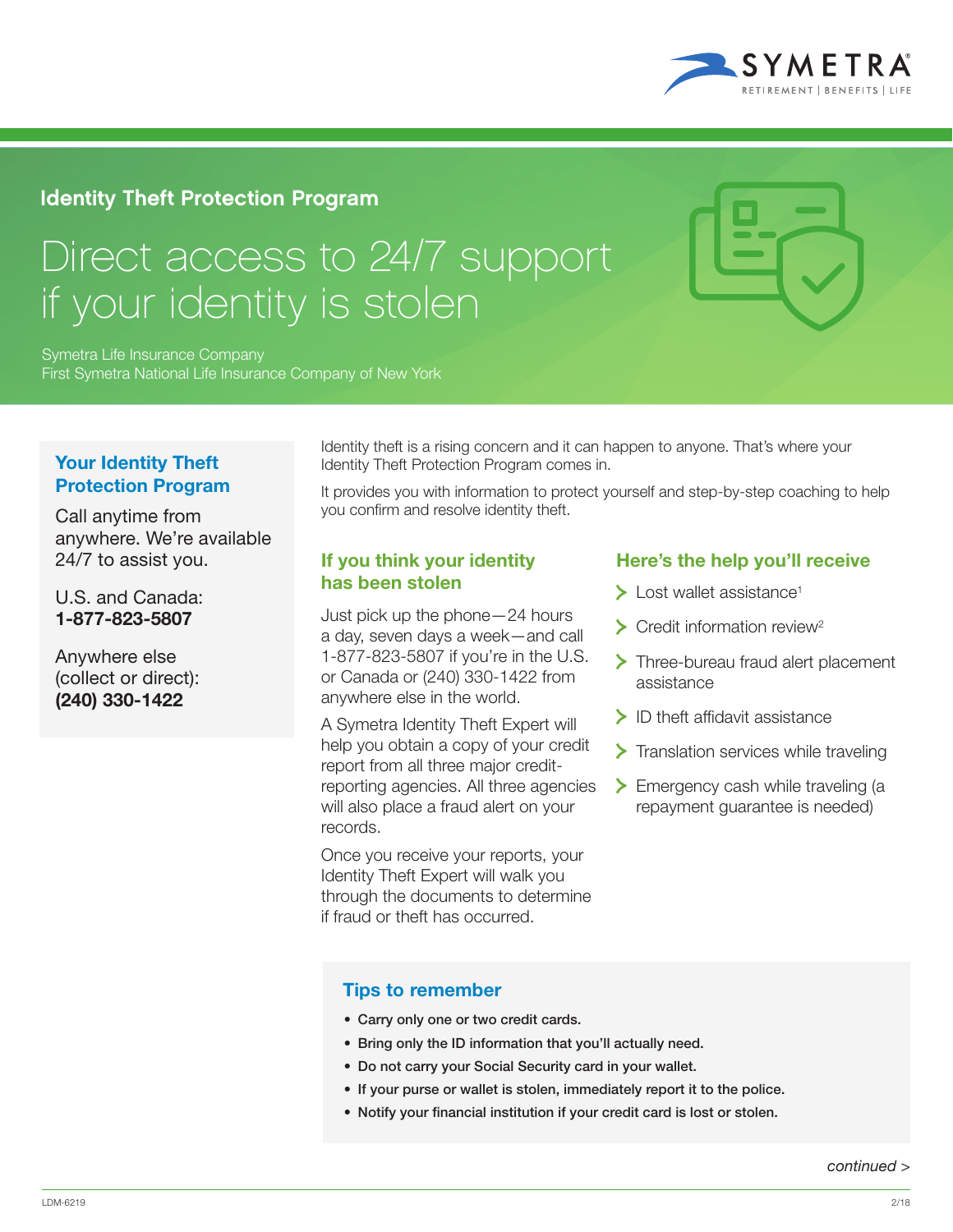# Identity Theft Protection Program

## Direct access to 24/7 support if your identity is stolen

Symetra Life Insurance Company
First Symetra National Life Insurance Company of New York

### Your Identity Theft Protection Program

Call anytime from anywhere. We're available 24/7 to assist you.

U.S. and Canada:
**1-877-823-5807**

Anywhere else (collect or direct):
**(240) 330-1422**

Identity theft is a rising concern and it can happen to anyone. That's where your Identity Theft Protection Program comes in.

It provides you with information to protect yourself and step-by-step coaching to help you confirm and resolve identity theft.

### If you think your identity has been stolen

Just pick up the phone—24 hours a day, seven days a week—and call 1-877-823-5807 if you're in the U.S. or Canada or (240) 330-1422 from anywhere else in the world.

A Symetra Identity Theft Expert will help you obtain a copy of your credit report from all three major credit-reporting agencies. All three agencies will also place a fraud alert on your records.

Once you receive your reports, your Identity Theft Expert will walk you through the documents to determine if fraud or theft has occurred.

### Here's the help you'll receive

- Lost wallet assistance[1]
- Credit information review[2]
- Three-bureau fraud alert placement assistance
- ID theft affidavit assistance
- Translation services while traveling
- Emergency cash while traveling (a repayment guarantee is needed)

### Tips to remember

- Carry only one or two credit cards.
- Bring only the ID information that you'll actually need.
- Do not carry your Social Security card in your wallet.
- If your purse or wallet is stolen, immediately report it to the police.
- Notify your financial institution if your credit card is lost or stolen.

*continued >*

LDM-6219 2/18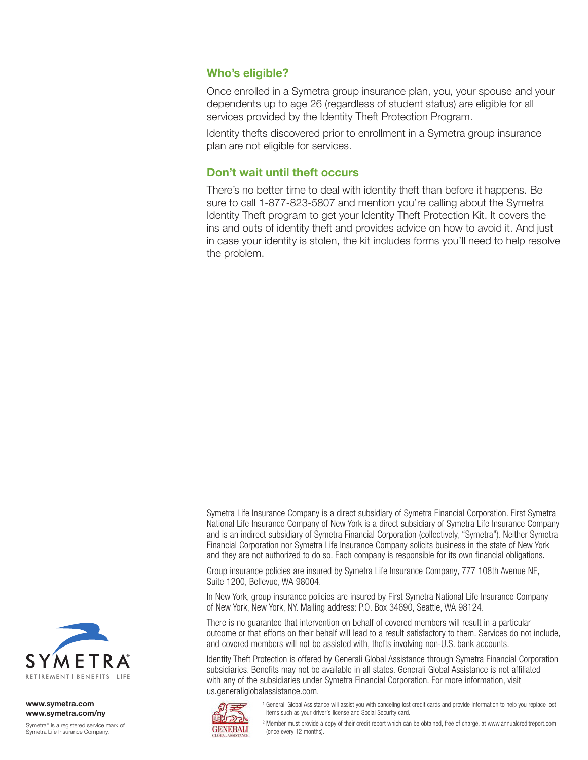## Who's eligible?

Once enrolled in a Symetra group insurance plan, you, your spouse and your dependents up to age 26 (regardless of student status) are eligible for all services provided by the Identity Theft Protection Program.

Identity thefts discovered prior to enrollment in a Symetra group insurance plan are not eligible for services.

## Don't wait until theft occurs

There's no better time to deal with identity theft than before it happens. Be sure to call 1-877-823-5807 and mention you're calling about the Symetra Identity Theft program to get your Identity Theft Protection Kit. It covers the ins and outs of identity theft and provides advice on how to avoid it. And just in case your identity is stolen, the kit includes forms you'll need to help resolve the problem.

Symetra Life Insurance Company is a direct subsidiary of Symetra Financial Corporation. First Symetra National Life Insurance Company of New York is a direct subsidiary of Symetra Life Insurance Company and is an indirect subsidiary of Symetra Financial Corporation (collectively, "Symetra"). Neither Symetra Financial Corporation nor Symetra Life Insurance Company solicits business in the state of New York and they are not authorized to do so. Each company is responsible for its own financial obligations.

Group insurance policies are insured by Symetra Life Insurance Company, 777 108th Avenue NE, Suite 1200, Bellevue, WA 98004.

In New York, group insurance policies are insured by First Symetra National Life Insurance Company of New York, New York, NY. Mailing address: P.O. Box 34690, Seattle, WA 98124.

There is no guarantee that intervention on behalf of covered members will result in a particular outcome or that efforts on their behalf will lead to a result satisfactory to them. Services do not include, and covered members will not be assisted with, thefts involving non-U.S. bank accounts.

Identity Theft Protection is offered by Generali Global Assistance through Symetra Financial Corporation subsidiaries. Benefits may not be available in all states. Generali Global Assistance is not affiliated with any of the subsidiaries under Symetra Financial Corporation. For more information, visit us.generaliglobalassistance.com.

[1] Generali Global Assistance will assist you with canceling lost credit cards and provide information to help you replace lost items such as your driver's license and Social Security card.

[2] Member must provide a copy of their credit report which can be obtained, free of charge, at www.annualcreditreport.com (once every 12 months).

SYMETRA®
RETIREMENT | BENEFITS | LIFE

**www.symetra.com**
**www.symetra.com/ny**

Symetra® is a registered service mark of Symetra Life Insurance Company.

GENERALI
GLOBAL ASSISTANCE